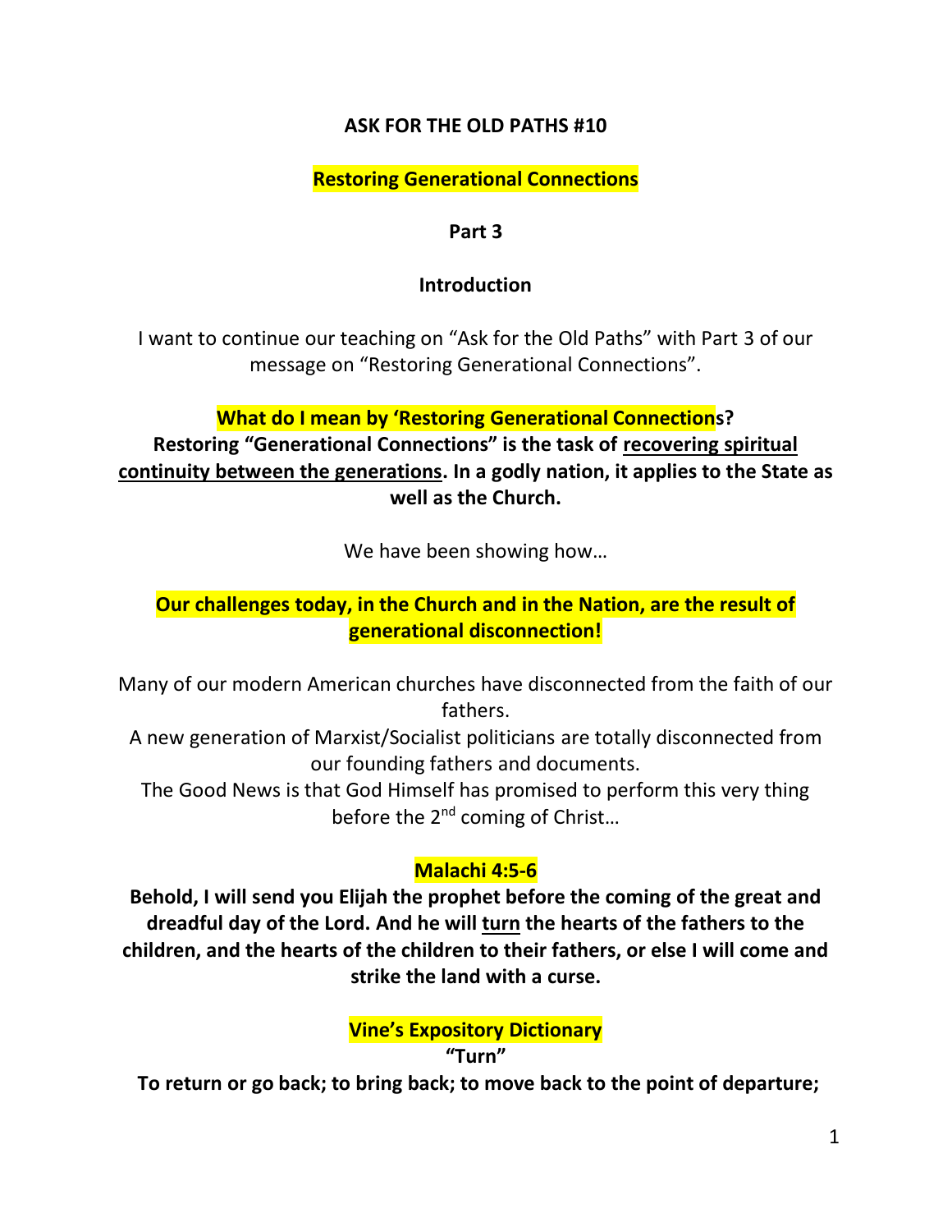# ASK FOR THE OLD PATHS #10

## Restoring Generational Connections

### Part 3

### Introduction

I want to continue our teaching on "Ask for the Old Paths" with Part 3 of our message on "Restoring Generational Connections".

**What do I mean by 'Restoring Generational Connections?**
**Restoring "Generational Connections" is the task of recovering spiritual continuity between the generations. In a godly nation, it applies to the State as well as the Church.**

We have been showing how…

**Our challenges today, in the Church and in the Nation, are the result of generational disconnection!**

Many of our modern American churches have disconnected from the faith of our fathers.
A new generation of Marxist/Socialist politicians are totally disconnected from our founding fathers and documents.
The Good News is that God Himself has promised to perform this very thing before the 2nd coming of Christ…

**Malachi 4:5-6**

**Behold, I will send you Elijah the prophet before the coming of the great and dreadful day of the Lord. And he will turn the hearts of the fathers to the children, and the hearts of the children to their fathers, or else I will come and strike the land with a curse.**

**Vine's Expository Dictionary**

**"Turn"**

**To return or go back; to bring back; to move back to the point of departure;**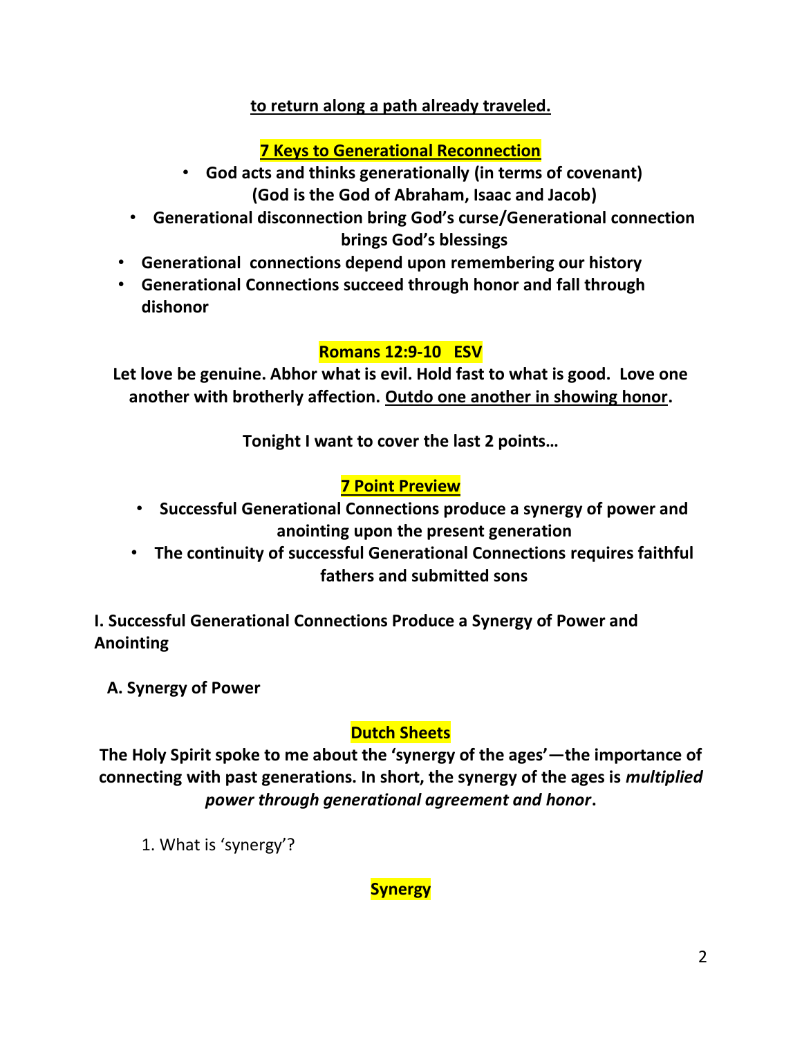**to return along a path already traveled.**

**7 Keys to Generational Reconnection**

- **God acts and thinks generationally (in terms of covenant) (God is the God of Abraham, Isaac and Jacob)**
- **Generational disconnection bring God's curse/Generational connection brings God's blessings**
- **Generational  connections depend upon remembering our history**
- **Generational Connections succeed through honor and fall through dishonor**

**Romans 12:9-10   ESV**

**Let love be genuine. Abhor what is evil. Hold fast to what is good.  Love one another with brotherly affection. Outdo one another in showing honor.**

**Tonight I want to cover the last 2 points…**

**7 Point Preview**

- **Successful Generational Connections produce a synergy of power and anointing upon the present generation**
- **The continuity of successful Generational Connections requires faithful fathers and submitted sons**

**I. Successful Generational Connections Produce a Synergy of Power and Anointing**

**A. Synergy of Power**

**Dutch Sheets**

**The Holy Spirit spoke to me about the 'synergy of the ages'—the importance of connecting with past generations. In short, the synergy of the ages is *multiplied power through generational agreement and honor*.**

1. What is 'synergy'?

**Synergy**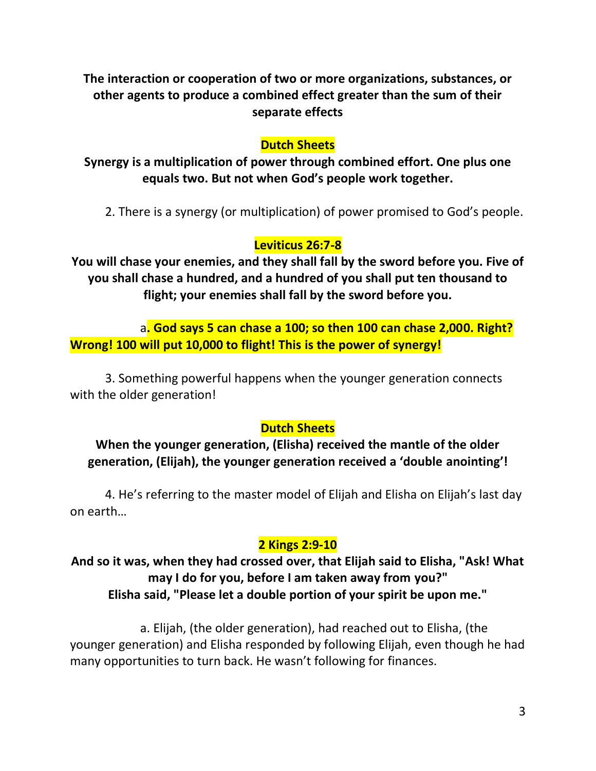**The interaction or cooperation of two or more organizations, substances, or other agents to produce a combined effect greater than the sum of their separate effects**

**Dutch Sheets**

**Synergy is a multiplication of power through combined effort. One plus one equals two. But not when God's people work together.**

2. There is a synergy (or multiplication) of power promised to God's people.

**Leviticus 26:7-8**

**You will chase your enemies, and they shall fall by the sword before you. Five of you shall chase a hundred, and a hundred of you shall put ten thousand to flight; your enemies shall fall by the sword before you.**

a**. God says 5 can chase a 100; so then 100 can chase 2,000. Right? Wrong! 100 will put 10,000 to flight! This is the power of synergy!**

3. Something powerful happens when the younger generation connects with the older generation!

**Dutch Sheets**

**When the younger generation, (Elisha) received the mantle of the older generation, (Elijah), the younger generation received a 'double anointing'!**

4. He's referring to the master model of Elijah and Elisha on Elijah's last day on earth…

**2 Kings 2:9-10**

**And so it was, when they had crossed over, that Elijah said to Elisha, "Ask! What may I do for you, before I am taken away from you?"**
**Elisha said, "Please let a double portion of your spirit be upon me."**

a. Elijah, (the older generation), had reached out to Elisha, (the younger generation) and Elisha responded by following Elijah, even though he had many opportunities to turn back. He wasn't following for finances.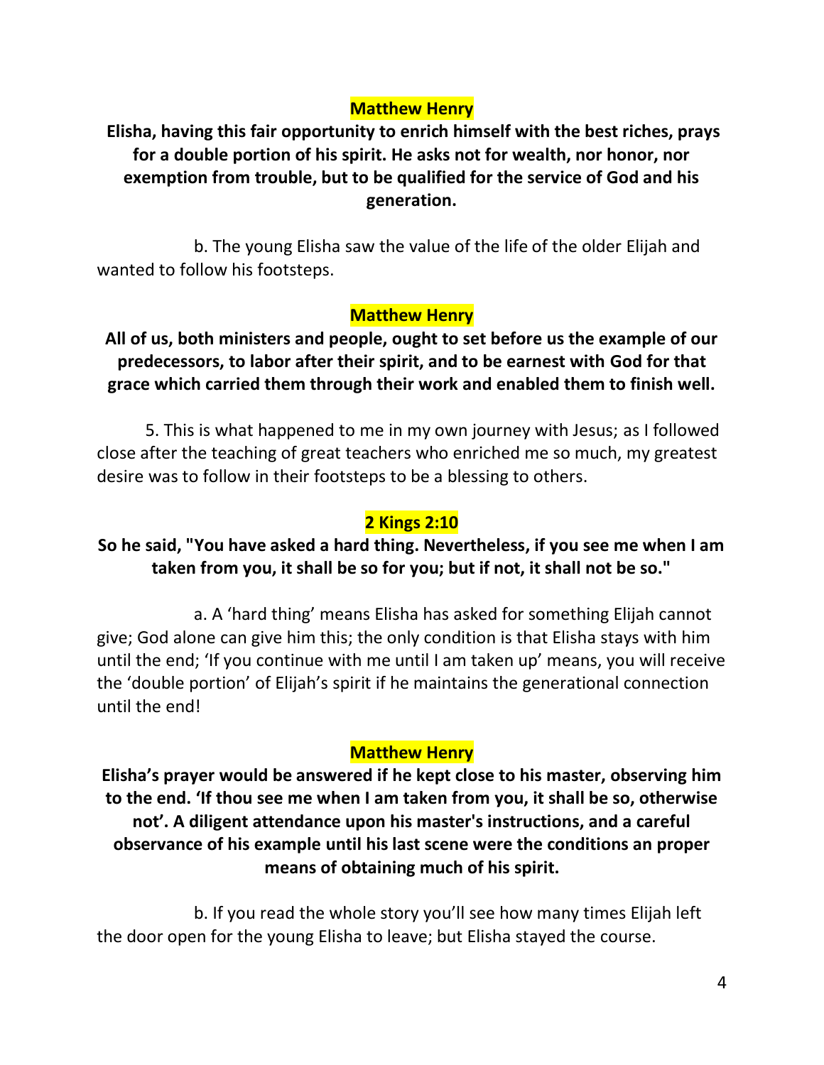**Matthew Henry**

**Elisha, having this fair opportunity to enrich himself with the best riches, prays for a double portion of his spirit. He asks not for wealth, nor honor, nor exemption from trouble, but to be qualified for the service of God and his generation.**

b. The young Elisha saw the value of the life of the older Elijah and wanted to follow his footsteps.

**Matthew Henry**

**All of us, both ministers and people, ought to set before us the example of our predecessors, to labor after their spirit, and to be earnest with God for that grace which carried them through their work and enabled them to finish well.**

5. This is what happened to me in my own journey with Jesus; as I followed close after the teaching of great teachers who enriched me so much, my greatest desire was to follow in their footsteps to be a blessing to others.

**2 Kings 2:10**

**So he said, "You have asked a hard thing. Nevertheless, if you see me when I am taken from you, it shall be so for you; but if not, it shall not be so."**

a. A 'hard thing' means Elisha has asked for something Elijah cannot give; God alone can give him this; the only condition is that Elisha stays with him until the end; 'If you continue with me until I am taken up' means, you will receive the 'double portion' of Elijah's spirit if he maintains the generational connection until the end!

**Matthew Henry**

**Elisha's prayer would be answered if he kept close to his master, observing him to the end. 'If thou see me when I am taken from you, it shall be so, otherwise not'. A diligent attendance upon his master's instructions, and a careful observance of his example until his last scene were the conditions an proper means of obtaining much of his spirit.**

b. If you read the whole story you'll see how many times Elijah left the door open for the young Elisha to leave; but Elisha stayed the course.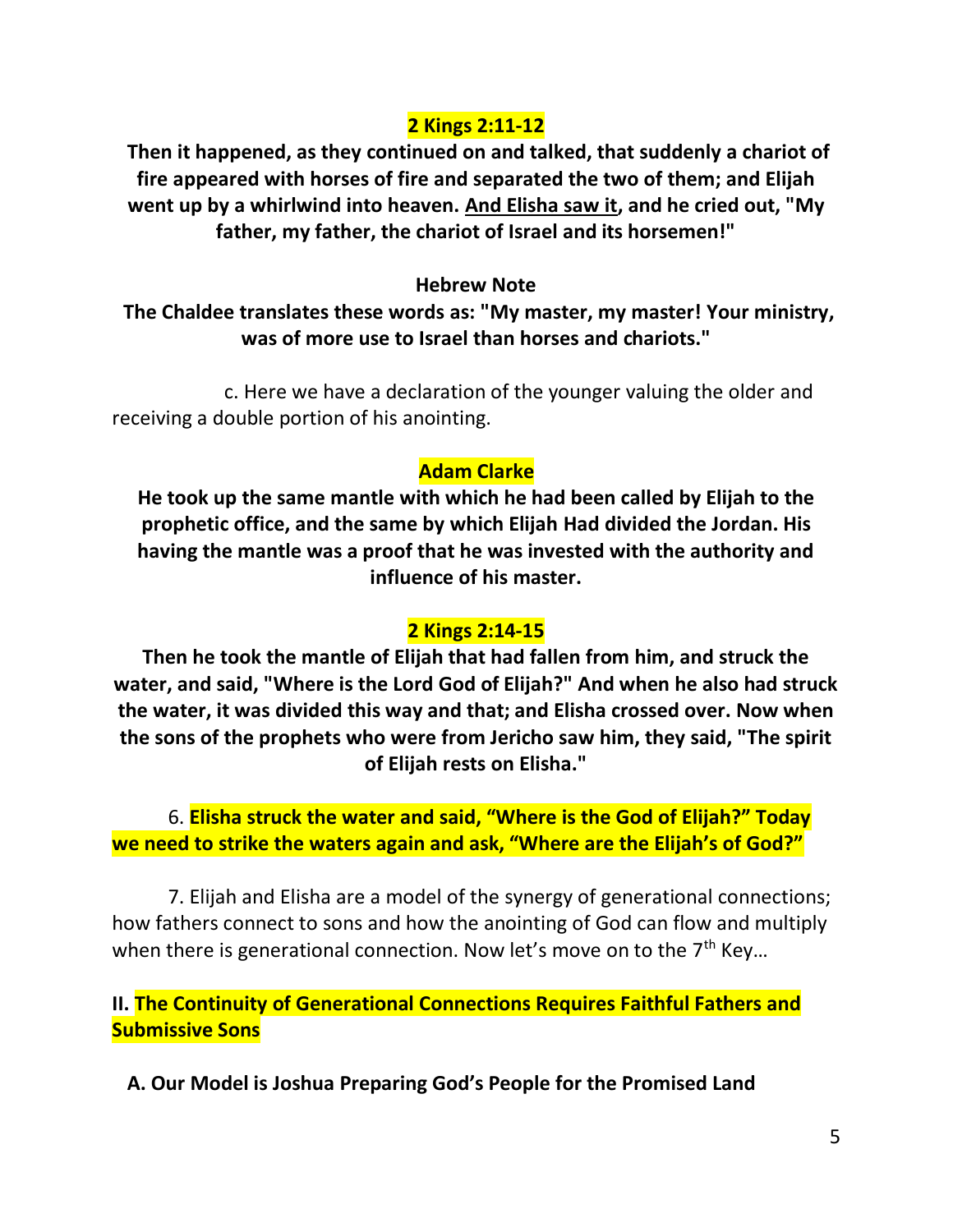**2 Kings 2:11-12**

**Then it happened, as they continued on and talked, that suddenly a chariot of fire appeared with horses of fire and separated the two of them; and Elijah went up by a whirlwind into heaven. <u>And Elisha saw it</u>, and he cried out, "My father, my father, the chariot of Israel and its horsemen!"**

**Hebrew Note**

**The Chaldee translates these words as: "My master, my master! Your ministry, was of more use to Israel than horses and chariots."**

c. Here we have a declaration of the younger valuing the older and receiving a double portion of his anointing.

**Adam Clarke**

**He took up the same mantle with which he had been called by Elijah to the prophetic office, and the same by which Elijah Had divided the Jordan. His having the mantle was a proof that he was invested with the authority and influence of his master.**

**2 Kings 2:14-15**

**Then he took the mantle of Elijah that had fallen from him, and struck the water, and said, "Where is the Lord God of Elijah?" And when he also had struck the water, it was divided this way and that; and Elisha crossed over. Now when the sons of the prophets who were from Jericho saw him, they said, "The spirit of Elijah rests on Elisha."**

6. **Elisha struck the water and said, "Where is the God of Elijah?" Today we need to strike the waters again and ask, "Where are the Elijah's of God?"**

7. Elijah and Elisha are a model of the synergy of generational connections; how fathers connect to sons and how the anointing of God can flow and multiply when there is generational connection. Now let's move on to the 7th Key…

**II. The Continuity of Generational Connections Requires Faithful Fathers and Submissive Sons**

**A. Our Model is Joshua Preparing God's People for the Promised Land**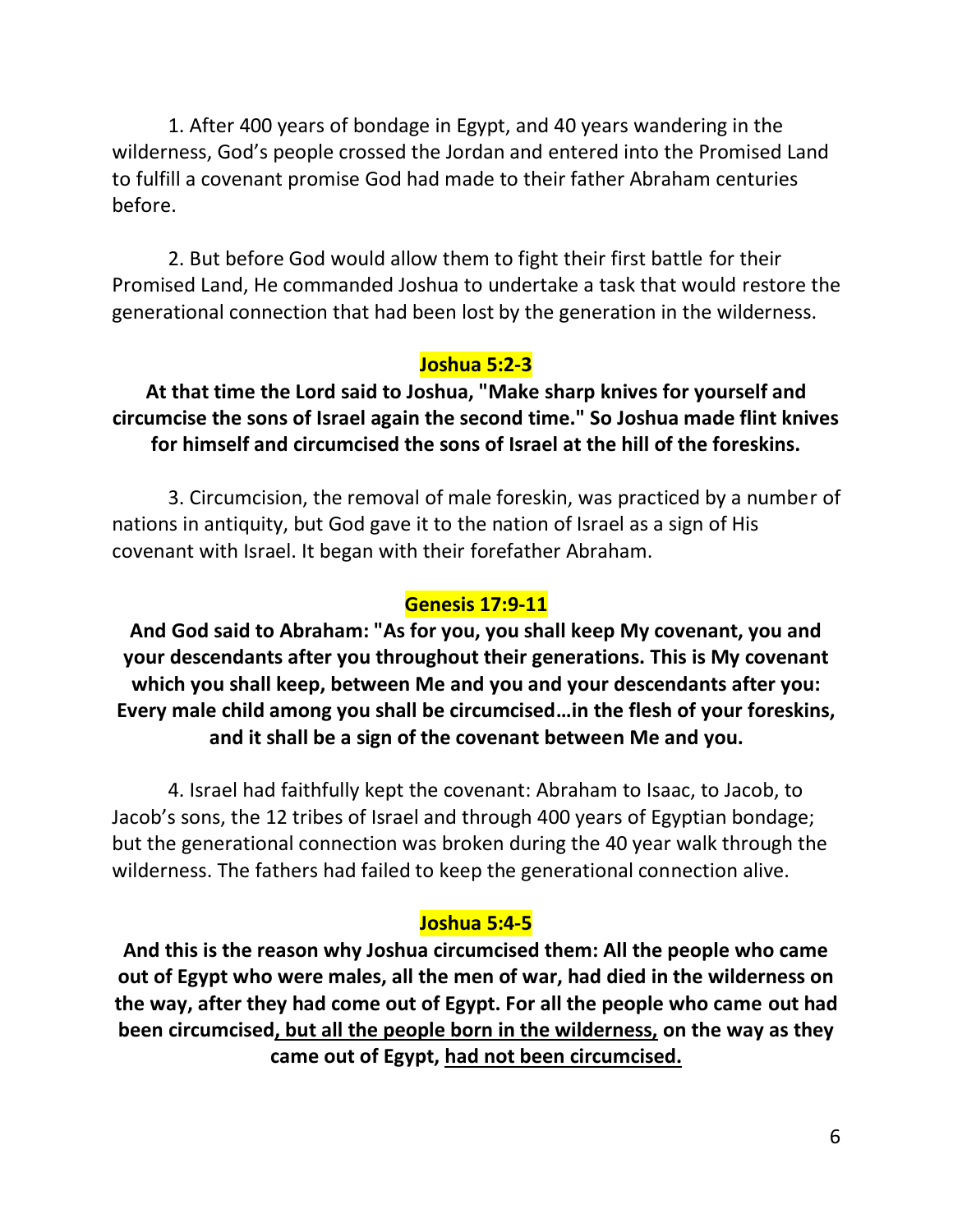1. After 400 years of bondage in Egypt, and 40 years wandering in the wilderness, God's people crossed the Jordan and entered into the Promised Land to fulfill a covenant promise God had made to their father Abraham centuries before.

2. But before God would allow them to fight their first battle for their Promised Land, He commanded Joshua to undertake a task that would restore the generational connection that had been lost by the generation in the wilderness.

**Joshua 5:2-3**

**At that time the Lord said to Joshua, "Make sharp knives for yourself and circumcise the sons of Israel again the second time." So Joshua made flint knives for himself and circumcised the sons of Israel at the hill of the foreskins.**

3. Circumcision, the removal of male foreskin, was practiced by a number of nations in antiquity, but God gave it to the nation of Israel as a sign of His covenant with Israel. It began with their forefather Abraham.

**Genesis 17:9-11**

**And God said to Abraham: "As for you, you shall keep My covenant, you and your descendants after you throughout their generations. This is My covenant which you shall keep, between Me and you and your descendants after you: Every male child among you shall be circumcised…in the flesh of your foreskins, and it shall be a sign of the covenant between Me and you.**

4. Israel had faithfully kept the covenant: Abraham to Isaac, to Jacob, to Jacob's sons, the 12 tribes of Israel and through 400 years of Egyptian bondage; but the generational connection was broken during the 40 year walk through the wilderness. The fathers had failed to keep the generational connection alive.

**Joshua 5:4-5**

**And this is the reason why Joshua circumcised them: All the people who came out of Egypt who were males, all the men of war, had died in the wilderness on the way, after they had come out of Egypt. For all the people who came out had been circumcised, <u>but all the people born in the wilderness,</u> on the way as they came out of Egypt, <u>had not been circumcised.</u>**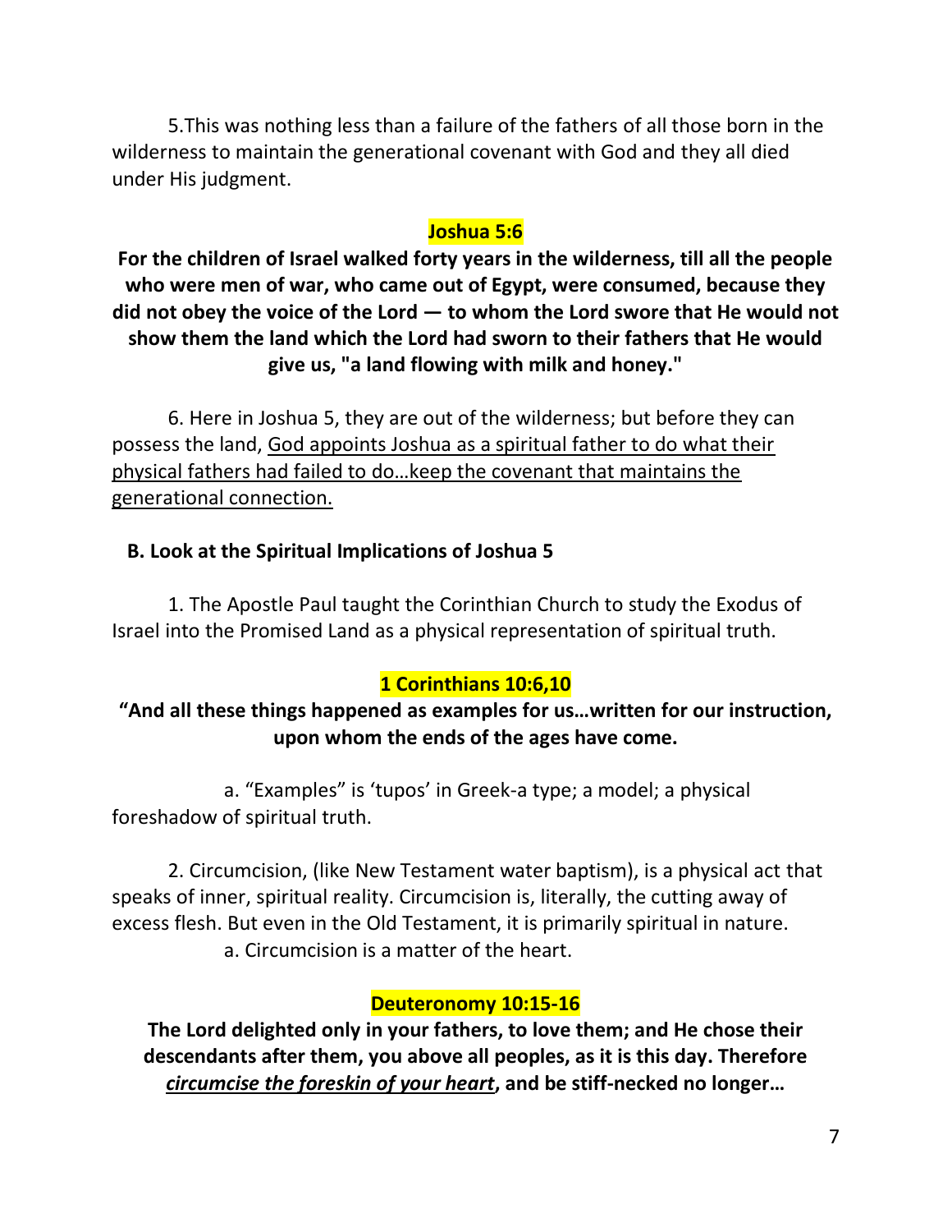5.This was nothing less than a failure of the fathers of all those born in the wilderness to maintain the generational covenant with God and they all died under His judgment.

**Joshua 5:6**

**For the children of Israel walked forty years in the wilderness, till all the people who were men of war, who came out of Egypt, were consumed, because they did not obey the voice of the Lord — to whom the Lord swore that He would not show them the land which the Lord had sworn to their fathers that He would give us, "a land flowing with milk and honey."**

6. Here in Joshua 5, they are out of the wilderness; but before they can possess the land, <u>God appoints Joshua as a spiritual father to do what their physical fathers had failed to do…keep the covenant that maintains the generational connection.</u>

**B. Look at the Spiritual Implications of Joshua 5**

1. The Apostle Paul taught the Corinthian Church to study the Exodus of Israel into the Promised Land as a physical representation of spiritual truth.

**1 Corinthians 10:6,10**

**"And all these things happened as examples for us…written for our instruction, upon whom the ends of the ages have come.**

a. "Examples" is 'tupos' in Greek-a type; a model; a physical foreshadow of spiritual truth.

2. Circumcision, (like New Testament water baptism), is a physical act that speaks of inner, spiritual reality. Circumcision is, literally, the cutting away of excess flesh. But even in the Old Testament, it is primarily spiritual in nature.

a. Circumcision is a matter of the heart.

**Deuteronomy 10:15-16**

**The Lord delighted only in your fathers, to love them; and He chose their descendants after them, you above all peoples, as it is this day. Therefore <u>*circumcise the foreskin of your heart*</u>, and be stiff-necked no longer…**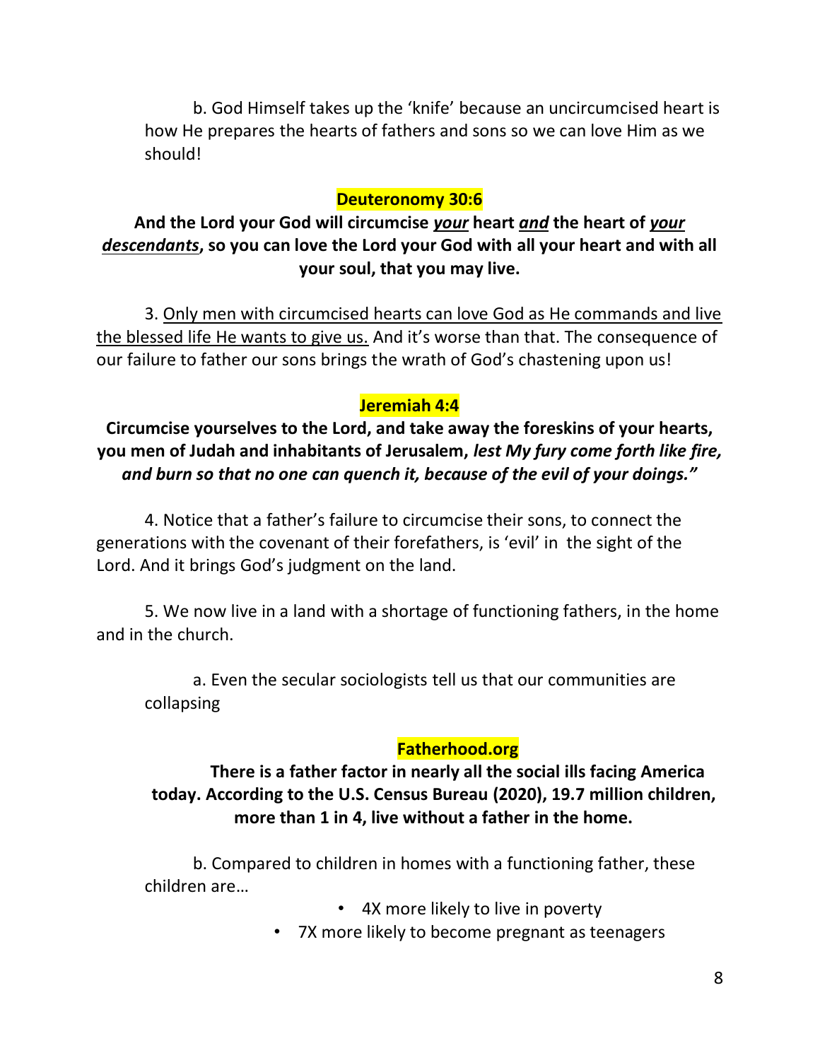b. God Himself takes up the 'knife' because an uncircumcised heart is how He prepares the hearts of fathers and sons so we can love Him as we should!

**Deuteronomy 30:6**

**And the Lord your God will circumcise *<u>your</u>* heart *<u>and</u>* the heart of *<u>your descendants</u>*, so you can love the Lord your God with all your heart and with all your soul, that you may live.**

3. <u>Only men with circumcised hearts can love God as He commands and live the blessed life He wants to give us.</u> And it's worse than that. The consequence of our failure to father our sons brings the wrath of God's chastening upon us!

**Jeremiah 4:4**

**Circumcise yourselves to the Lord, and take away the foreskins of your hearts, you men of Judah and inhabitants of Jerusalem, *lest My fury come forth like fire, and burn so that no one can quench it, because of the evil of your doings."***

4. Notice that a father's failure to circumcise their sons, to connect the generations with the covenant of their forefathers, is 'evil' in the sight of the Lord. And it brings God's judgment on the land.

5. We now live in a land with a shortage of functioning fathers, in the home and in the church.

a. Even the secular sociologists tell us that our communities are collapsing

**Fatherhood.org**

**There is a father factor in nearly all the social ills facing America today. According to the U.S. Census Bureau (2020), 19.7 million children, more than 1 in 4, live without a father in the home.**

b. Compared to children in homes with a functioning father, these children are…

- 4X more likely to live in poverty
- 7X more likely to become pregnant as teenagers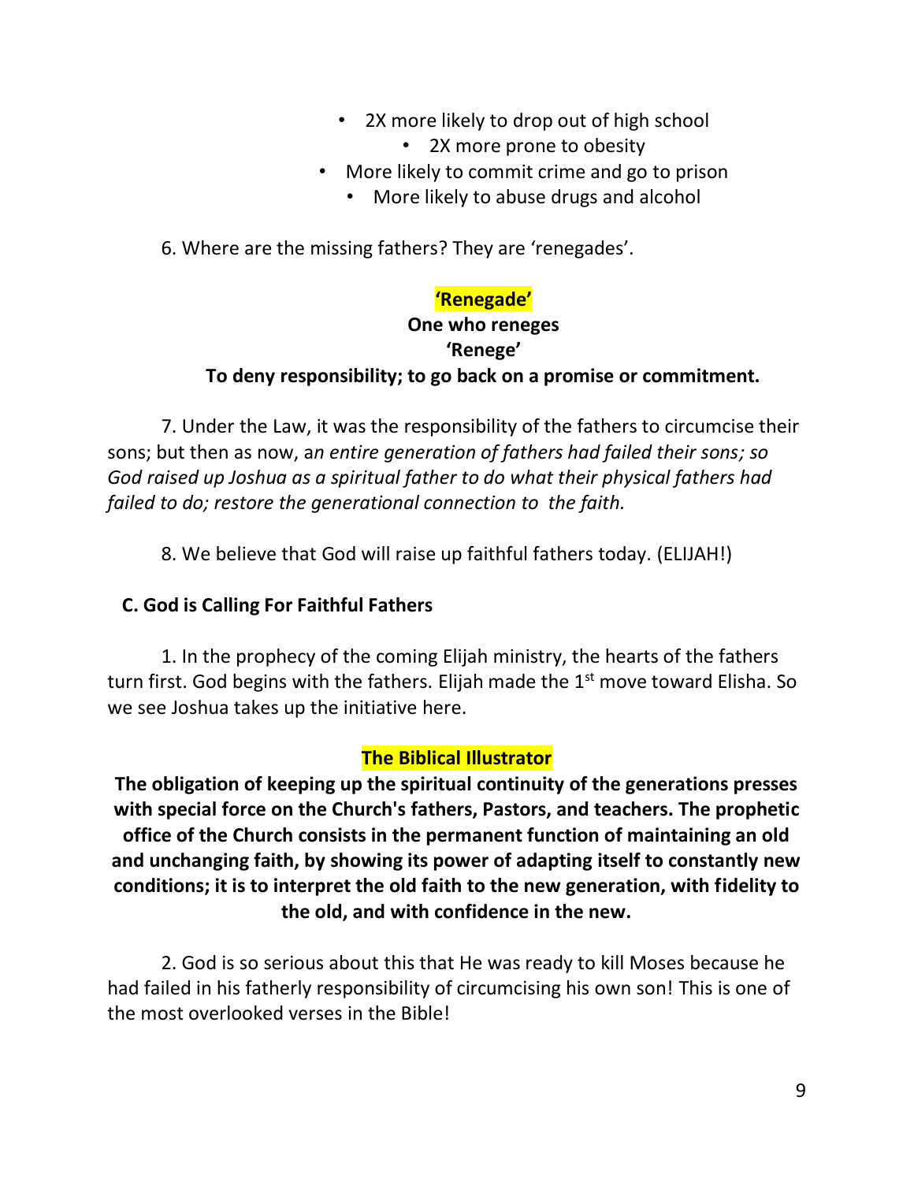- 2X more likely to drop out of high school
- 2X more prone to obesity
- More likely to commit crime and go to prison
- More likely to abuse drugs and alcohol

6. Where are the missing fathers? They are 'renegades'.

**'Renegade'**

**One who reneges**

**'Renege'**

**To deny responsibility; to go back on a promise or commitment.**

7. Under the Law, it was the responsibility of the fathers to circumcise their sons; but then as now, a*n entire generation of fathers had failed their sons; so God raised up Joshua as a spiritual father to do what their physical fathers had failed to do; restore the generational connection to the faith.*

8. We believe that God will raise up faithful fathers today. (ELIJAH!)

**C. God is Calling For Faithful Fathers**

1. In the prophecy of the coming Elijah ministry, the hearts of the fathers turn first. God begins with the fathers. Elijah made the 1st move toward Elisha. So we see Joshua takes up the initiative here.

**The Biblical Illustrator**

**The obligation of keeping up the spiritual continuity of the generations presses with special force on the Church's fathers, Pastors, and teachers. The prophetic office of the Church consists in the permanent function of maintaining an old and unchanging faith, by showing its power of adapting itself to constantly new conditions; it is to interpret the old faith to the new generation, with fidelity to the old, and with confidence in the new.**

2. God is so serious about this that He was ready to kill Moses because he had failed in his fatherly responsibility of circumcising his own son! This is one of the most overlooked verses in the Bible!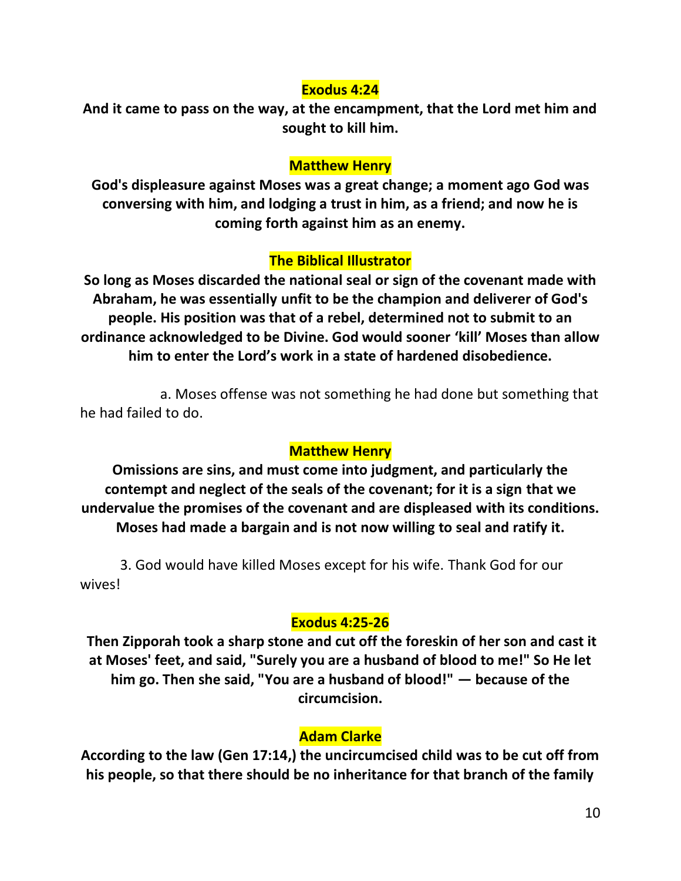**Exodus 4:24**

**And it came to pass on the way, at the encampment, that the Lord met him and sought to kill him.**

**Matthew Henry**

**God's displeasure against Moses was a great change; a moment ago God was conversing with him, and lodging a trust in him, as a friend; and now he is coming forth against him as an enemy.**

**The Biblical Illustrator**

**So long as Moses discarded the national seal or sign of the covenant made with Abraham, he was essentially unfit to be the champion and deliverer of God's people. His position was that of a rebel, determined not to submit to an ordinance acknowledged to be Divine. God would sooner 'kill' Moses than allow him to enter the Lord's work in a state of hardened disobedience.**

a. Moses offense was not something he had done but something that he had failed to do.

**Matthew Henry**

**Omissions are sins, and must come into judgment, and particularly the contempt and neglect of the seals of the covenant; for it is a sign that we undervalue the promises of the covenant and are displeased with its conditions. Moses had made a bargain and is not now willing to seal and ratify it.**

3. God would have killed Moses except for his wife. Thank God for our wives!

**Exodus 4:25-26**

**Then Zipporah took a sharp stone and cut off the foreskin of her son and cast it at Moses' feet, and said, "Surely you are a husband of blood to me!" So He let him go. Then she said, "You are a husband of blood!" — because of the circumcision.**

**Adam Clarke**

**According to the law (Gen 17:14,) the uncircumcised child was to be cut off from his people, so that there should be no inheritance for that branch of the family**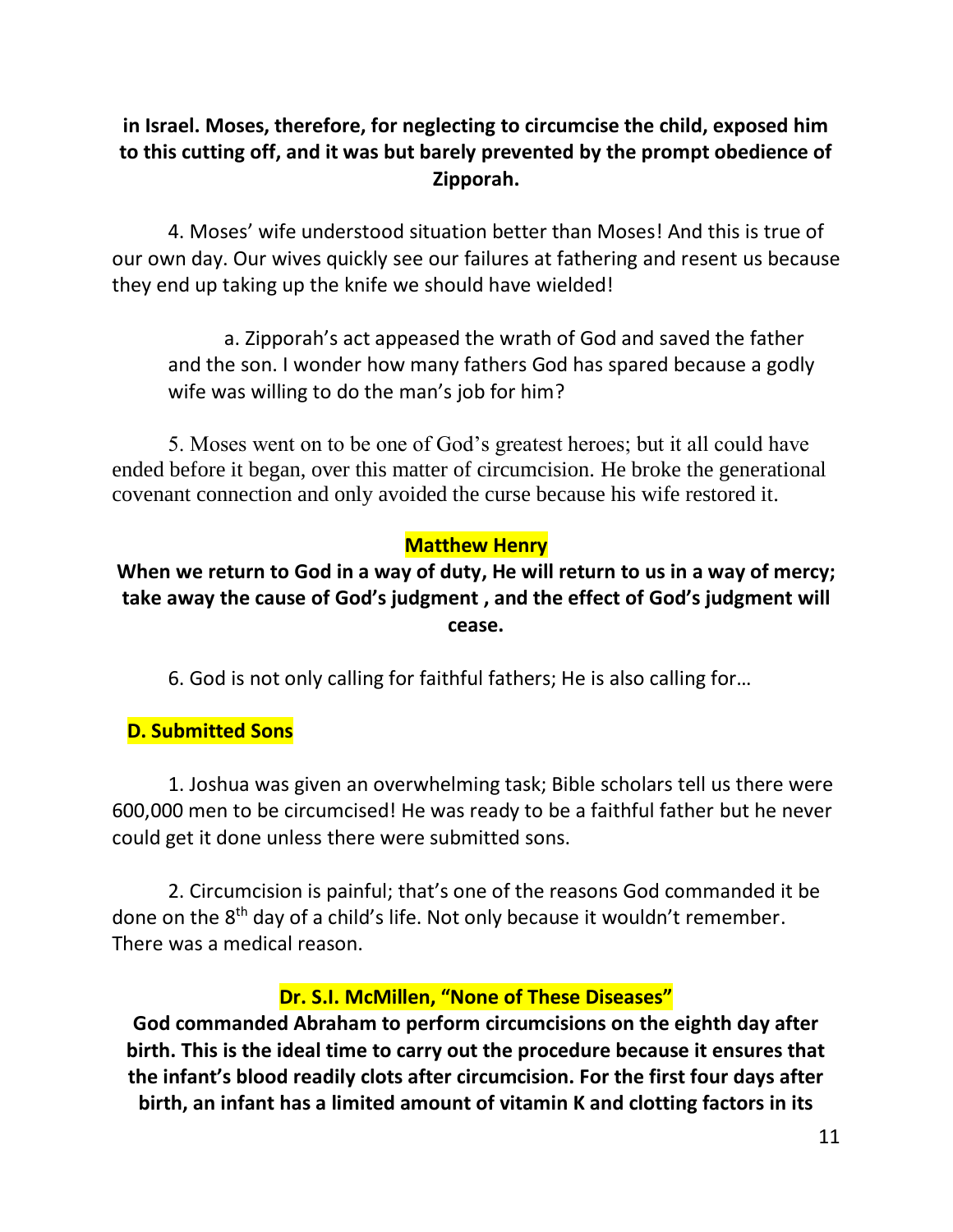**in Israel. Moses, therefore, for neglecting to circumcise the child, exposed him to this cutting off, and it was but barely prevented by the prompt obedience of Zipporah.**

4. Moses' wife understood situation better than Moses! And this is true of our own day. Our wives quickly see our failures at fathering and resent us because they end up taking up the knife we should have wielded!

a. Zipporah's act appeased the wrath of God and saved the father and the son. I wonder how many fathers God has spared because a godly wife was willing to do the man's job for him?

5. Moses went on to be one of God's greatest heroes; but it all could have ended before it began, over this matter of circumcision. He broke the generational covenant connection and only avoided the curse because his wife restored it.

**Matthew Henry**

**When we return to God in a way of duty, He will return to us in a way of mercy; take away the cause of God's judgment , and the effect of God's judgment will cease.**

6. God is not only calling for faithful fathers; He is also calling for…

**D. Submitted Sons**

1. Joshua was given an overwhelming task; Bible scholars tell us there were 600,000 men to be circumcised! He was ready to be a faithful father but he never could get it done unless there were submitted sons.

2. Circumcision is painful; that's one of the reasons God commanded it be done on the 8th day of a child's life. Not only because it wouldn't remember. There was a medical reason.

**Dr. S.I. McMillen, "None of These Diseases"**

**God commanded Abraham to perform circumcisions on the eighth day after birth. This is the ideal time to carry out the procedure because it ensures that the infant's blood readily clots after circumcision. For the first four days after birth, an infant has a limited amount of vitamin K and clotting factors in its**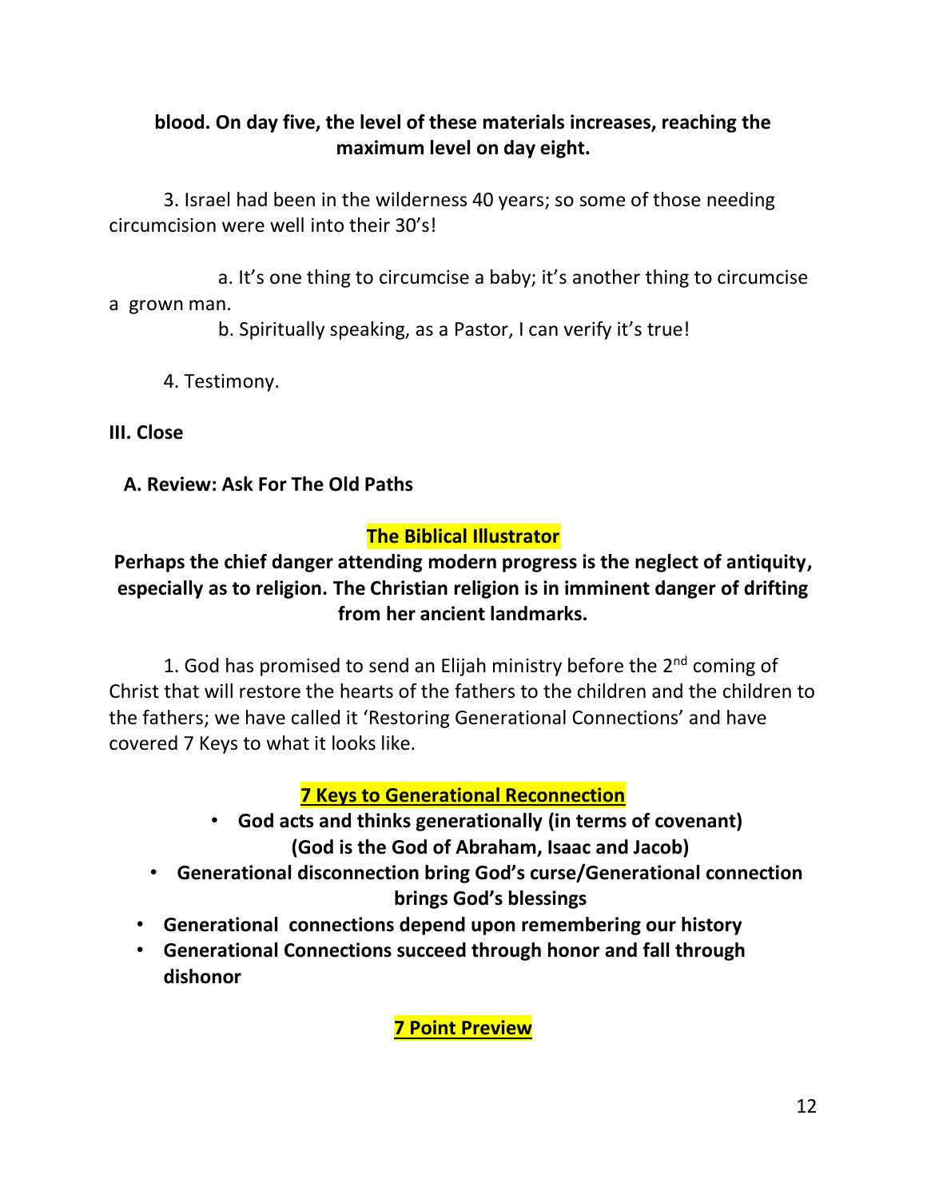**blood. On day five, the level of these materials increases, reaching the maximum level on day eight.**

3. Israel had been in the wilderness 40 years; so some of those needing circumcision were well into their 30's!

a. It's one thing to circumcise a baby; it's another thing to circumcise a grown man.

b. Spiritually speaking, as a Pastor, I can verify it's true!

4. Testimony.

**III. Close**

**A. Review: Ask For The Old Paths**

**The Biblical Illustrator**

**Perhaps the chief danger attending modern progress is the neglect of antiquity, especially as to religion. The Christian religion is in imminent danger of drifting from her ancient landmarks.**

1. God has promised to send an Elijah ministry before the 2nd coming of Christ that will restore the hearts of the fathers to the children and the children to the fathers; we have called it 'Restoring Generational Connections' and have covered 7 Keys to what it looks like.

**7 Keys to Generational Reconnection**

- **God acts and thinks generationally (in terms of covenant) (God is the God of Abraham, Isaac and Jacob)**
- **Generational disconnection bring God's curse/Generational connection brings God's blessings**
- **Generational connections depend upon remembering our history**
- **Generational Connections succeed through honor and fall through dishonor**

**7 Point Preview**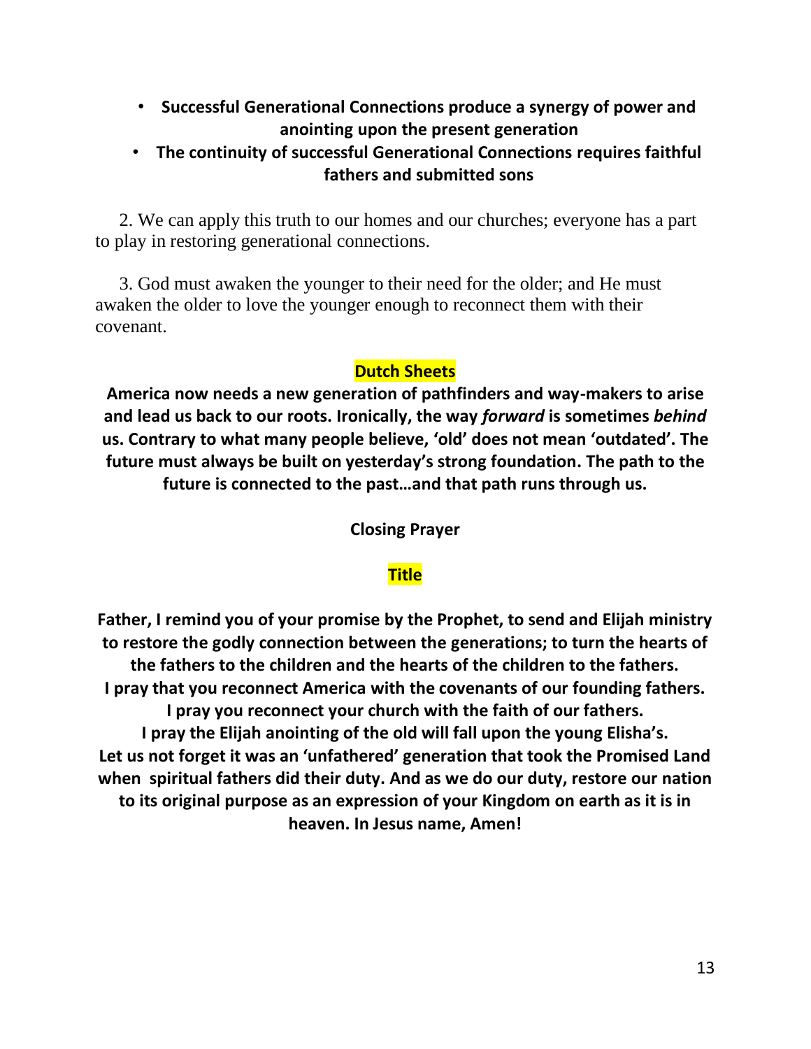- **Successful Generational Connections produce a synergy of power and anointing upon the present generation**
- **The continuity of successful Generational Connections requires faithful fathers and submitted sons**

2. We can apply this truth to our homes and our churches; everyone has a part to play in restoring generational connections.

3. God must awaken the younger to their need for the older; and He must awaken the older to love the younger enough to reconnect them with their covenant.

**Dutch Sheets**

**America now needs a new generation of pathfinders and way-makers to arise and lead us back to our roots. Ironically, the way *forward* is sometimes *behind* us. Contrary to what many people believe, 'old' does not mean 'outdated'. The future must always be built on yesterday's strong foundation. The path to the future is connected to the past…and that path runs through us.**

**Closing Prayer**

**Title**

**Father, I remind you of your promise by the Prophet, to send and Elijah ministry to restore the godly connection between the generations; to turn the hearts of the fathers to the children and the hearts of the children to the fathers.**
**I pray that you reconnect America with the covenants of our founding fathers.**
**I pray you reconnect your church with the faith of our fathers.**
**I pray the Elijah anointing of the old will fall upon the young Elisha's.**
**Let us not forget it was an 'unfathered' generation that took the Promised Land when spiritual fathers did their duty. And as we do our duty, restore our nation to its original purpose as an expression of your Kingdom on earth as it is in heaven. In Jesus name, Amen!**